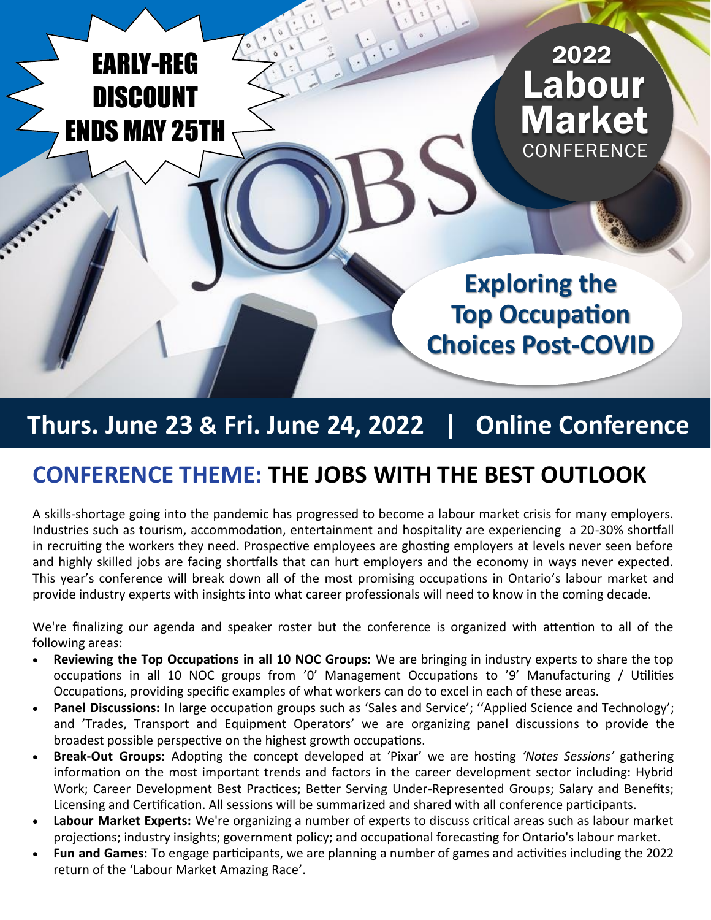EARLY-REG DISCOUNT ENDS MAY 25TH

# 2022 Labour Market CONFERENCE

## Exploring the Top Occupation Choices Post-COVID

**Thurs. June 23 & Fri. June 24, 2022 | Online Conference**

## CONFERENCE THEME: THE JOBS WITH THE BEST OUTLOOK

A skills-shortage going into the pandemic has progressed to become a labour market crisis for many employers. Industries such as tourism, accommodation, entertainment and hospitality are experiencing a 20-30% shortfall in recruiting the workers they need. Prospective employees are ghosting employers at levels never seen before and highly skilled jobs are facing shortfalls that can hurt employers and the economy in ways never expected. This year's conference will break down all of the most promising occupations in Ontario's labour market and provide industry experts with insights into what career professionals will need to know in the coming decade.

We're finalizing our agenda and speaker roster but the conference is organized with attention to all of the following areas:

- **Reviewing the Top Occupations in all 10 NOC Groups:** We are bringing in industry experts to share the top occupations in all 10 NOC groups from '0' Management Occupations to '9' Manufacturing / Utilities Occupations, providing specific examples of what workers can do to excel in each of these areas.
- **Panel Discussions:** In large occupation groups such as 'Sales and Service'; ''Applied Science and Technology'; and 'Trades, Transport and Equipment Operators' we are organizing panel discussions to provide the broadest possible perspective on the highest growth occupations.
- **Break-Out Groups:** Adopting the concept developed at 'Pixar' we are hosting *'Notes Sessions'* gathering information on the most important trends and factors in the career development sector including: Hybrid Work; Career Development Best Practices; Better Serving Under-Represented Groups; Salary and Benefits; Licensing and Certification. All sessions will be summarized and shared with all conference participants.
- **Labour Market Experts:** We're organizing a number of experts to discuss critical areas such as labour market projections; industry insights; government policy; and occupational forecasting for Ontario's labour market.
- **Fun and Games:** To engage participants, we are planning a number of games and activities including the 2022 return of the 'Labour Market Amazing Race'.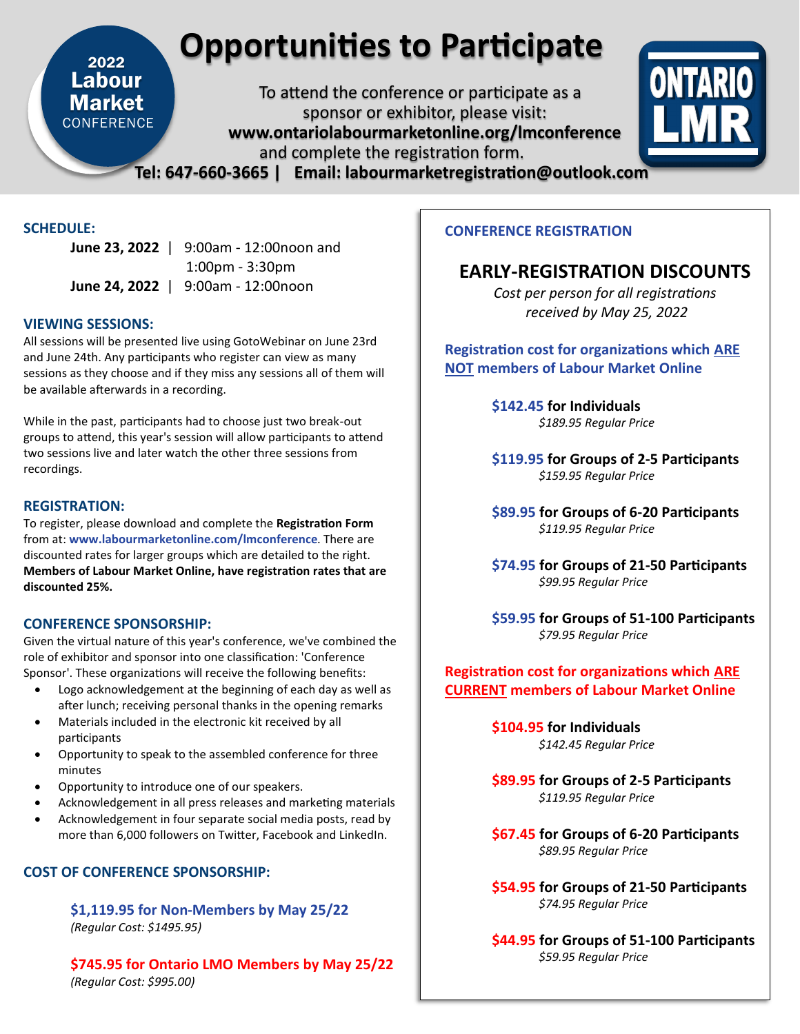2022 **Labour Market** CONFERENCE

# Opportunities to Participate

To attend the conference or participate as a sponsor or exhibitor, please visit:
**www.ontariolabourmarketonline.org/lmconference**
and complete the registration form.

**Tel: 647-660-3665 | Email: labourmarketregistration@outlook.com**

ONTARIO LMR

## SCHEDULE:

**June 23, 2022** | 9:00am - 12:00noon and 1:00pm - 3:30pm
**June 24, 2022** | 9:00am - 12:00noon

## VIEWING SESSIONS:

All sessions will be presented live using GotoWebinar on June 23rd and June 24th. Any participants who register can view as many sessions as they choose and if they miss any sessions all of them will be available afterwards in a recording.

While in the past, participants had to choose just two break-out groups to attend, this year's session will allow participants to attend two sessions live and later watch the other three sessions from recordings.

## REGISTRATION:

To register, please download and complete the **Registration Form** from at: **www.labourmarketonline.com/lmconference**. There are discounted rates for larger groups which are detailed to the right. **Members of Labour Market Online, have registration rates that are discounted 25%.**

## CONFERENCE SPONSORSHIP:

Given the virtual nature of this year's conference, we've combined the role of exhibitor and sponsor into one classification: 'Conference Sponsor'. These organizations will receive the following benefits:

- Logo acknowledgement at the beginning of each day as well as after lunch; receiving personal thanks in the opening remarks
- Materials included in the electronic kit received by all participants
- Opportunity to speak to the assembled conference for three minutes
- Opportunity to introduce one of our speakers.
- Acknowledgement in all press releases and marketing materials
- Acknowledgement in four separate social media posts, read by more than 6,000 followers on Twitter, Facebook and LinkedIn.

## COST OF CONFERENCE SPONSORSHIP:

**$1,119.95 for Non-Members by May 25/22**
*(Regular Cost: $1495.95)*

**$745.95 for Ontario LMO Members by May 25/22**
*(Regular Cost: $995.00)*

## CONFERENCE REGISTRATION

### EARLY-REGISTRATION DISCOUNTS

*Cost per person for all registrations received by May 25, 2022*

**Registration cost for organizations which ARE NOT members of Labour Market Online**

**$142.45 for Individuals**
*$189.95 Regular Price*

**$119.95 for Groups of 2-5 Participants**
*$159.95 Regular Price*

**$89.95 for Groups of 6-20 Participants**
*$119.95 Regular Price*

**$74.95 for Groups of 21-50 Participants**
*$99.95 Regular Price*

**$59.95 for Groups of 51-100 Participants**
*$79.95 Regular Price*

**Registration cost for organizations which ARE CURRENT members of Labour Market Online**

**$104.95 for Individuals**
*$142.45 Regular Price*

**$89.95 for Groups of 2-5 Participants**
*$119.95 Regular Price*

**$67.45 for Groups of 6-20 Participants**
*$89.95 Regular Price*

**$54.95 for Groups of 21-50 Participants**
*$74.95 Regular Price*

**$44.95 for Groups of 51-100 Participants**
*$59.95 Regular Price*